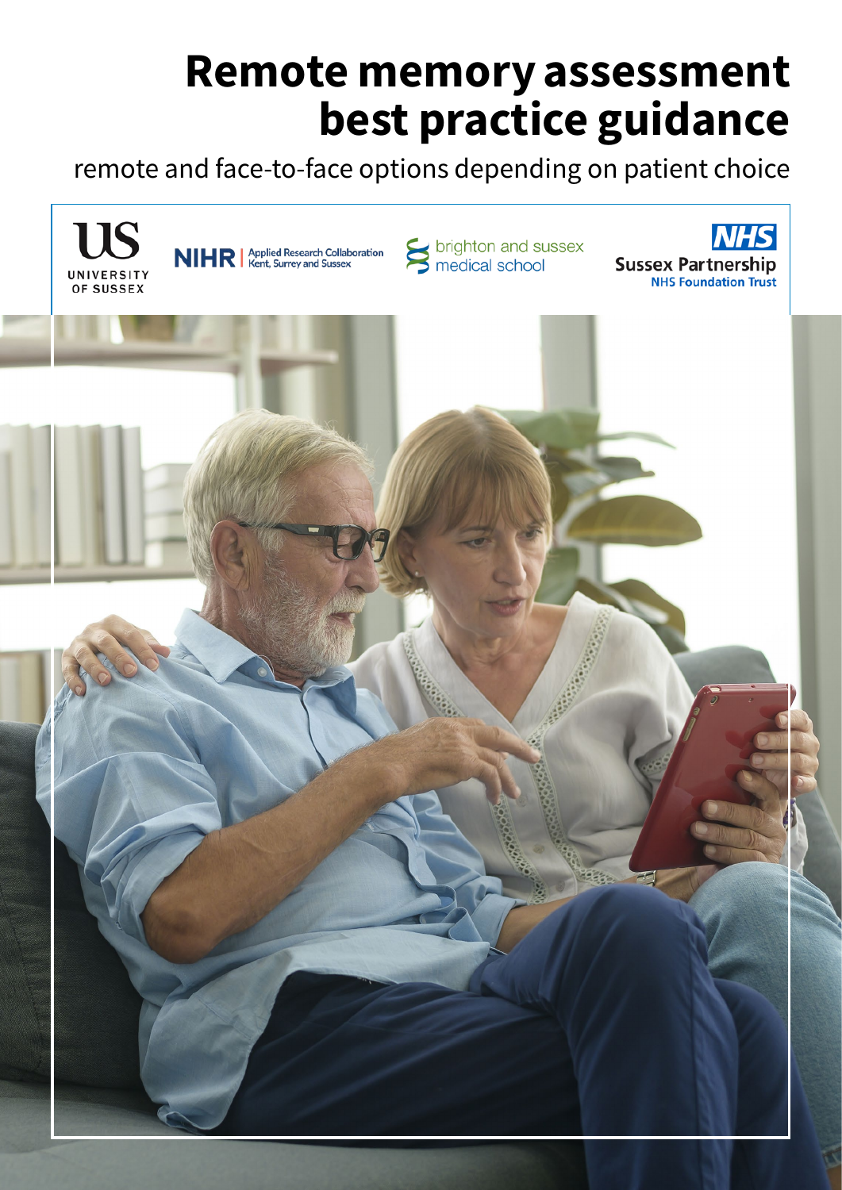# Remote memory assessment best practice guidance

remote and face-to-face options depending on patient choice

UNIVERSITY OF SUSSEX

NIHR | Applied Research Collaboration Kent, Surrey and Sussex

brighton and sussex medical school

NHS Sussex Partnership NHS Foundation Trust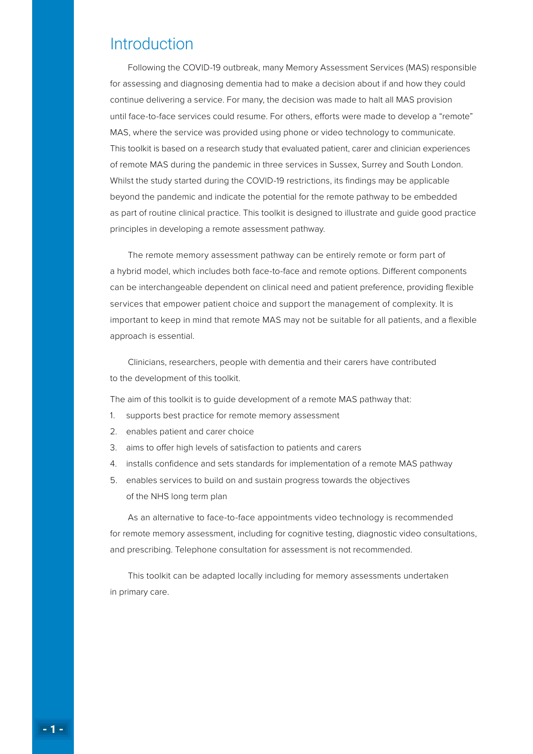# Introduction

Following the COVID-19 outbreak, many Memory Assessment Services (MAS) responsible for assessing and diagnosing dementia had to make a decision about if and how they could continue delivering a service. For many, the decision was made to halt all MAS provision until face-to-face services could resume. For others, efforts were made to develop a "remote" MAS, where the service was provided using phone or video technology to communicate. This toolkit is based on a research study that evaluated patient, carer and clinician experiences of remote MAS during the pandemic in three services in Sussex, Surrey and South London. Whilst the study started during the COVID-19 restrictions, its findings may be applicable beyond the pandemic and indicate the potential for the remote pathway to be embedded as part of routine clinical practice. This toolkit is designed to illustrate and guide good practice principles in developing a remote assessment pathway.

The remote memory assessment pathway can be entirely remote or form part of a hybrid model, which includes both face-to-face and remote options. Different components can be interchangeable dependent on clinical need and patient preference, providing flexible services that empower patient choice and support the management of complexity. It is important to keep in mind that remote MAS may not be suitable for all patients, and a flexible approach is essential.

Clinicians, researchers, people with dementia and their carers have contributed to the development of this toolkit.

The aim of this toolkit is to guide development of a remote MAS pathway that:

1. supports best practice for remote memory assessment
2. enables patient and carer choice
3. aims to offer high levels of satisfaction to patients and carers
4. installs confidence and sets standards for implementation of a remote MAS pathway
5. enables services to build on and sustain progress towards the objectives of the NHS long term plan

As an alternative to face-to-face appointments video technology is recommended for remote memory assessment, including for cognitive testing, diagnostic video consultations, and prescribing. Telephone consultation for assessment is not recommended.

This toolkit can be adapted locally including for memory assessments undertaken in primary care.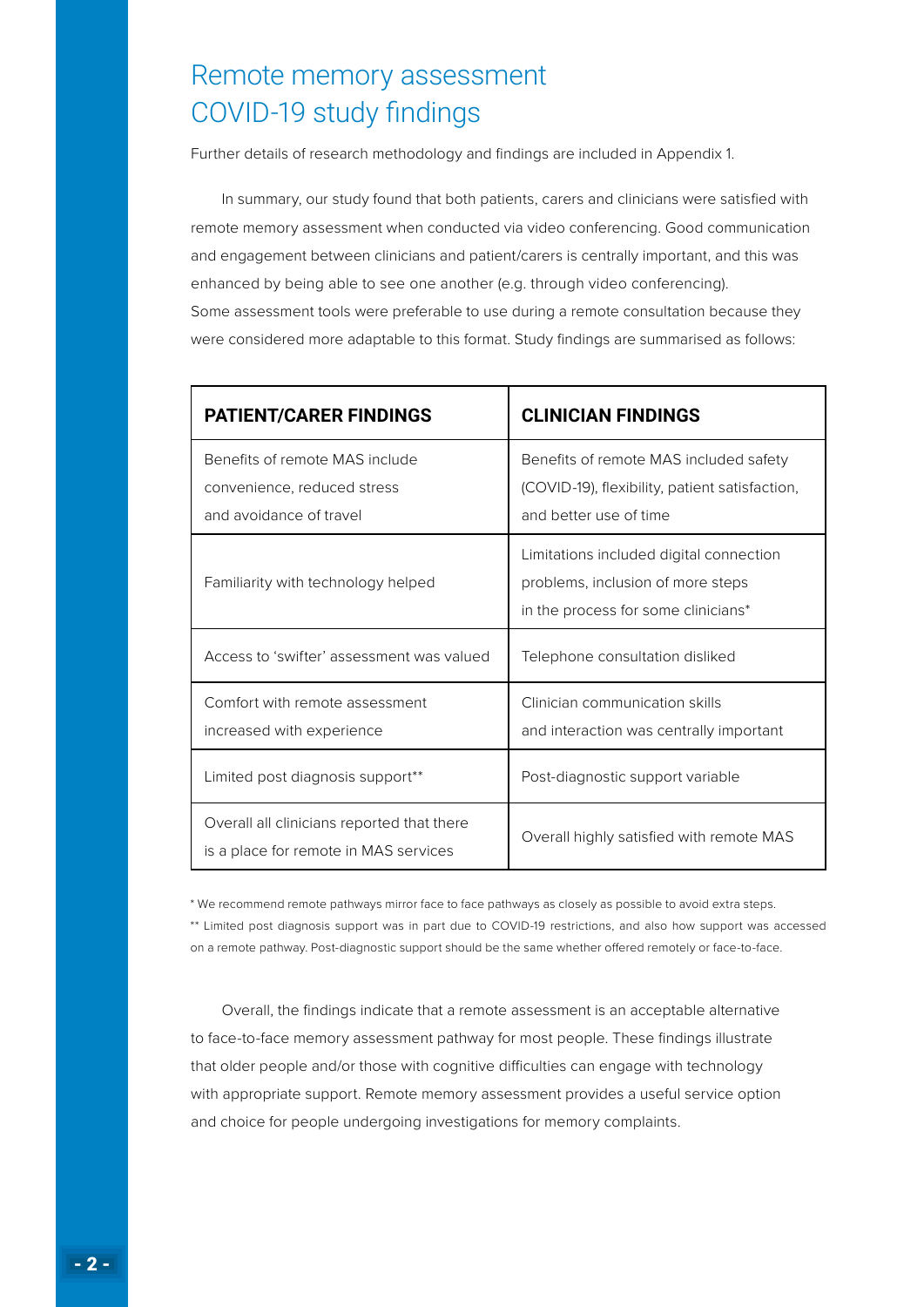# Remote memory assessment COVID-19 study findings

Further details of research methodology and findings are included in Appendix 1.

In summary, our study found that both patients, carers and clinicians were satisfied with remote memory assessment when conducted via video conferencing. Good communication and engagement between clinicians and patient/carers is centrally important, and this was enhanced by being able to see one another (e.g. through video conferencing). Some assessment tools were preferable to use during a remote consultation because they were considered more adaptable to this format. Study findings are summarised as follows:

| **PATIENT/CARER FINDINGS** | **CLINICIAN FINDINGS** |
| --- | --- |
| Benefits of remote MAS include convenience, reduced stress and avoidance of travel | Benefits of remote MAS included safety (COVID-19), flexibility, patient satisfaction, and better use of time |
| Familiarity with technology helped | Limitations included digital connection problems, inclusion of more steps in the process for some clinicians* |
| Access to 'swifter' assessment was valued | Telephone consultation disliked |
| Comfort with remote assessment increased with experience | Clinician communication skills and interaction was centrally important |
| Limited post diagnosis support** | Post-diagnostic support variable |
| Overall all clinicians reported that there is a place for remote in MAS services | Overall highly satisfied with remote MAS |

* We recommend remote pathways mirror face to face pathways as closely as possible to avoid extra steps.

** Limited post diagnosis support was in part due to COVID-19 restrictions, and also how support was accessed on a remote pathway. Post-diagnostic support should be the same whether offered remotely or face-to-face.

Overall, the findings indicate that a remote assessment is an acceptable alternative to face-to-face memory assessment pathway for most people. These findings illustrate that older people and/or those with cognitive difficulties can engage with technology with appropriate support. Remote memory assessment provides a useful service option and choice for people undergoing investigations for memory complaints.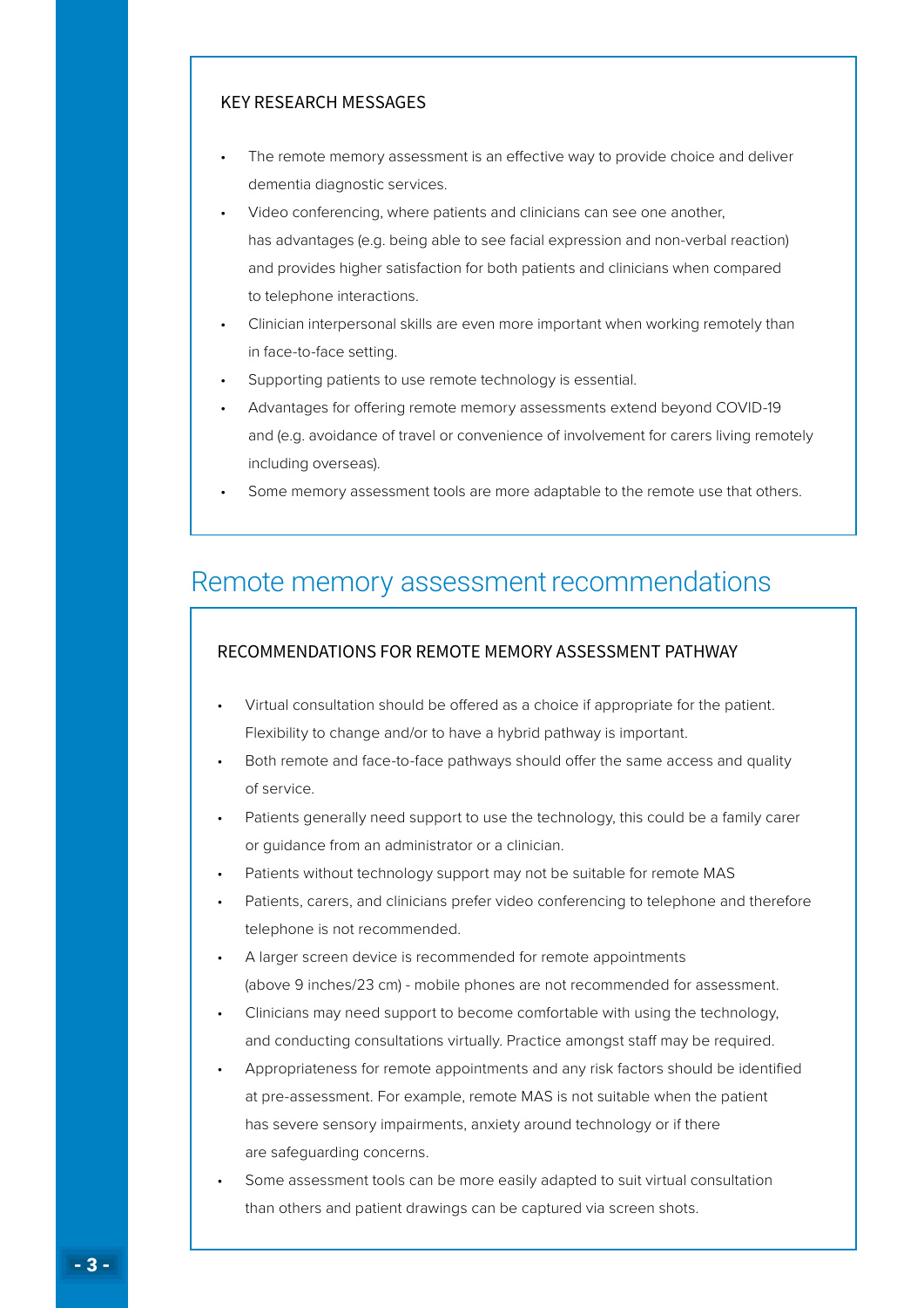### KEY RESEARCH MESSAGES

- The remote memory assessment is an effective way to provide choice and deliver dementia diagnostic services.
- Video conferencing, where patients and clinicians can see one another, has advantages (e.g. being able to see facial expression and non-verbal reaction) and provides higher satisfaction for both patients and clinicians when compared to telephone interactions.
- Clinician interpersonal skills are even more important when working remotely than in face-to-face setting.
- Supporting patients to use remote technology is essential.
- Advantages for offering remote memory assessments extend beyond COVID-19 and (e.g. avoidance of travel or convenience of involvement for carers living remotely including overseas).
- Some memory assessment tools are more adaptable to the remote use that others.

## Remote memory assessment recommendations

### RECOMMENDATIONS FOR REMOTE MEMORY ASSESSMENT PATHWAY

- Virtual consultation should be offered as a choice if appropriate for the patient. Flexibility to change and/or to have a hybrid pathway is important.
- Both remote and face-to-face pathways should offer the same access and quality of service.
- Patients generally need support to use the technology, this could be a family carer or guidance from an administrator or a clinician.
- Patients without technology support may not be suitable for remote MAS
- Patients, carers, and clinicians prefer video conferencing to telephone and therefore telephone is not recommended.
- A larger screen device is recommended for remote appointments (above 9 inches/23 cm) - mobile phones are not recommended for assessment.
- Clinicians may need support to become comfortable with using the technology, and conducting consultations virtually. Practice amongst staff may be required.
- Appropriateness for remote appointments and any risk factors should be identified at pre-assessment. For example, remote MAS is not suitable when the patient has severe sensory impairments, anxiety around technology or if there are safeguarding concerns.
- Some assessment tools can be more easily adapted to suit virtual consultation than others and patient drawings can be captured via screen shots.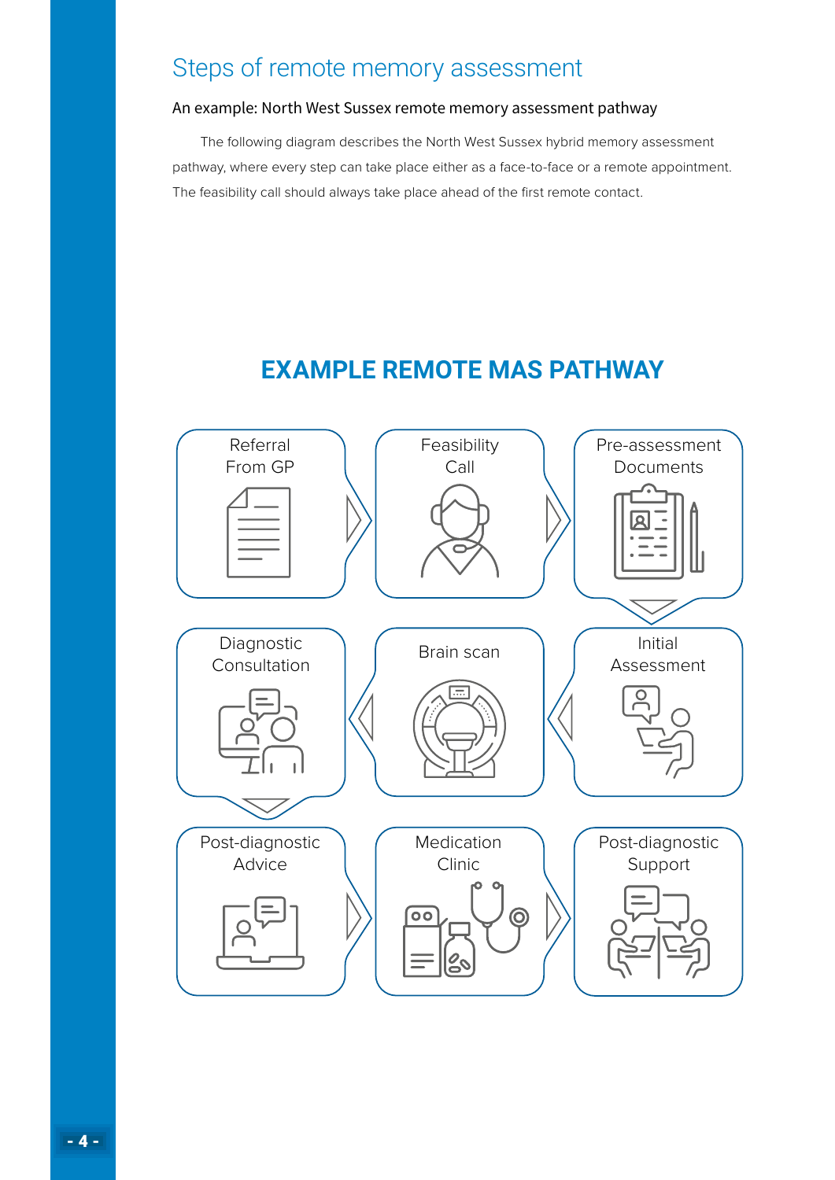## Steps of remote memory assessment

### An example: North West Sussex remote memory assessment pathway

The following diagram describes the North West Sussex hybrid memory assessment pathway, where every step can take place either as a face-to-face or a remote appointment. The feasibility call should always take place ahead of the first remote contact.

## EXAMPLE REMOTE MAS PATHWAY

1. Referral From GP
2. Feasibility Call
3. Pre-assessment Documents
4. Initial Assessment
5. Brain scan
6. Diagnostic Consultation
7. Post-diagnostic Advice
8. Medication Clinic
9. Post-diagnostic Support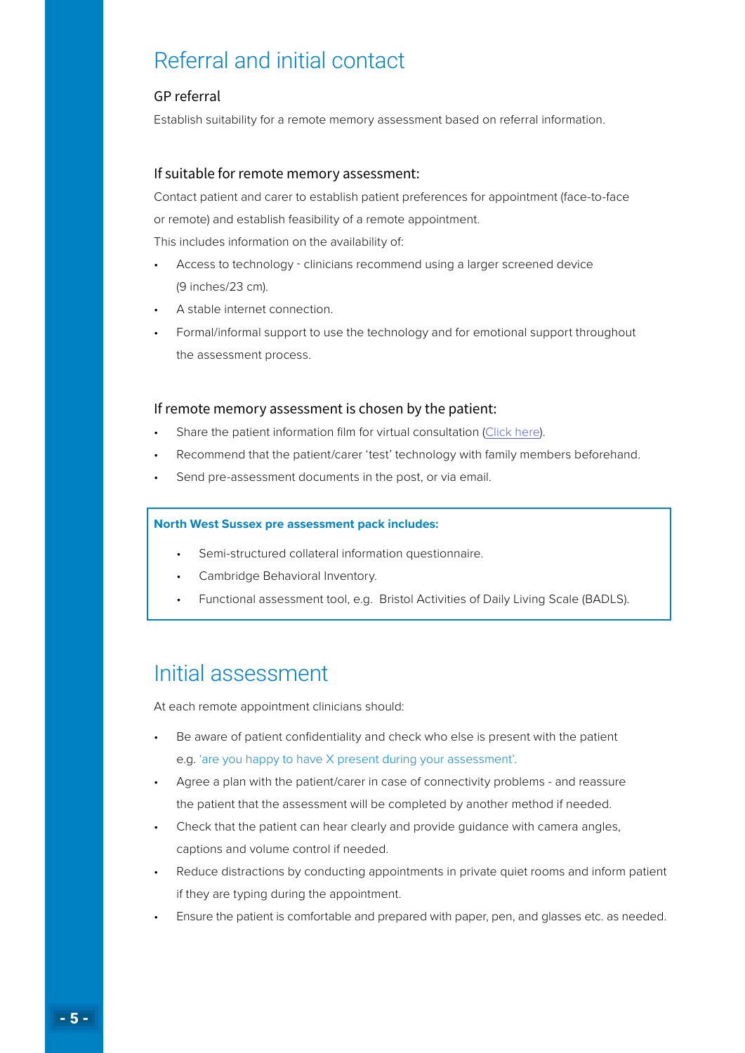# Referral and initial contact

### GP referral

Establish suitability for a remote memory assessment based on referral information.

### If suitable for remote memory assessment:

Contact patient and carer to establish patient preferences for appointment (face-to-face or remote) and establish feasibility of a remote appointment.

This includes information on the availability of:

- Access to technology - clinicians recommend using a larger screened device (9 inches/23 cm).
- A stable internet connection.
- Formal/informal support to use the technology and for emotional support throughout the assessment process.

### If remote memory assessment is chosen by the patient:

- Share the patient information film for virtual consultation (Click here).
- Recommend that the patient/carer 'test' technology with family members beforehand.
- Send pre-assessment documents in the post, or via email.

**North West Sussex pre assessment pack includes:**

- Semi-structured collateral information questionnaire.
- Cambridge Behavioral Inventory.
- Functional assessment tool, e.g. Bristol Activities of Daily Living Scale (BADLS).

# Initial assessment

At each remote appointment clinicians should:

- Be aware of patient confidentiality and check who else is present with the patient e.g. 'are you happy to have X present during your assessment'.
- Agree a plan with the patient/carer in case of connectivity problems - and reassure the patient that the assessment will be completed by another method if needed.
- Check that the patient can hear clearly and provide guidance with camera angles, captions and volume control if needed.
- Reduce distractions by conducting appointments in private quiet rooms and inform patient if they are typing during the appointment.
- Ensure the patient is comfortable and prepared with paper, pen, and glasses etc. as needed.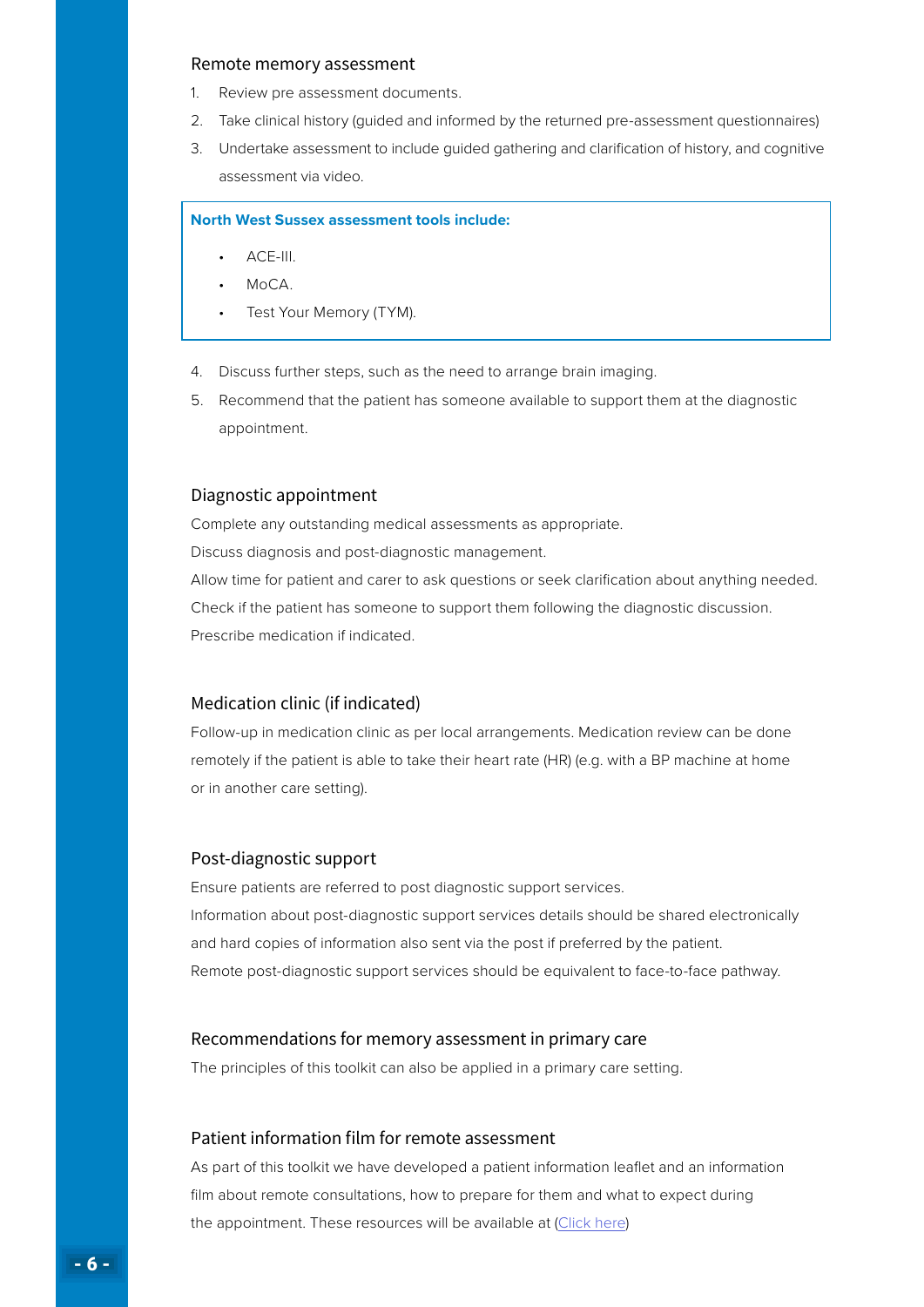## Remote memory assessment

1. Review pre assessment documents.
2. Take clinical history (guided and informed by the returned pre-assessment questionnaires)
3. Undertake assessment to include guided gathering and clarification of history, and cognitive assessment via video.

**North West Sussex assessment tools include:**

- ACE-III.
- MoCA.
- Test Your Memory (TYM).

4. Discuss further steps, such as the need to arrange brain imaging.
5. Recommend that the patient has someone available to support them at the diagnostic appointment.

## Diagnostic appointment

Complete any outstanding medical assessments as appropriate.

Discuss diagnosis and post-diagnostic management.

Allow time for patient and carer to ask questions or seek clarification about anything needed.

Check if the patient has someone to support them following the diagnostic discussion.

Prescribe medication if indicated.

## Medication clinic (if indicated)

Follow-up in medication clinic as per local arrangements. Medication review can be done remotely if the patient is able to take their heart rate (HR) (e.g. with a BP machine at home or in another care setting).

## Post-diagnostic support

Ensure patients are referred to post diagnostic support services.

Information about post-diagnostic support services details should be shared electronically and hard copies of information also sent via the post if preferred by the patient.

Remote post-diagnostic support services should be equivalent to face-to-face pathway.

## Recommendations for memory assessment in primary care

The principles of this toolkit can also be applied in a primary care setting.

## Patient information film for remote assessment

As part of this toolkit we have developed a patient information leaflet and an information film about remote consultations, how to prepare for them and what to expect during the appointment. These resources will be available at (Click here)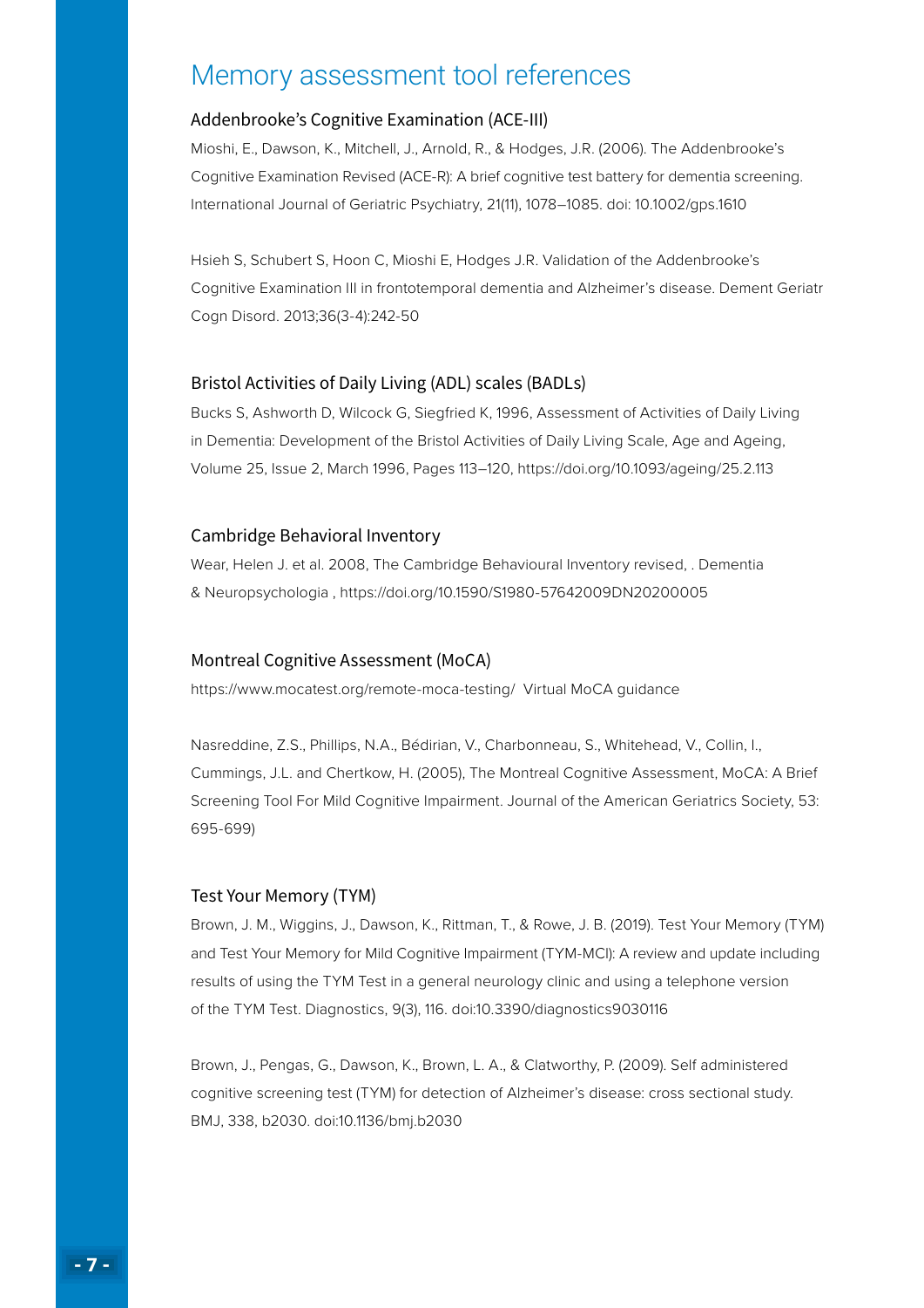# Memory assessment tool references

## Addenbrooke's Cognitive Examination (ACE-III)

Mioshi, E., Dawson, K., Mitchell, J., Arnold, R., & Hodges, J.R. (2006). The Addenbrooke's Cognitive Examination Revised (ACE-R): A brief cognitive test battery for dementia screening. International Journal of Geriatric Psychiatry, 21(11), 1078–1085. doi: 10.1002/gps.1610

Hsieh S, Schubert S, Hoon C, Mioshi E, Hodges J.R. Validation of the Addenbrooke's Cognitive Examination III in frontotemporal dementia and Alzheimer's disease. Dement Geriatr Cogn Disord. 2013;36(3-4):242-50

## Bristol Activities of Daily Living (ADL) scales (BADLs)

Bucks S, Ashworth D, Wilcock G, Siegfried K, 1996, Assessment of Activities of Daily Living in Dementia: Development of the Bristol Activities of Daily Living Scale, Age and Ageing, Volume 25, Issue 2, March 1996, Pages 113–120, https://doi.org/10.1093/ageing/25.2.113

## Cambridge Behavioral Inventory

Wear, Helen J. et al. 2008, The Cambridge Behavioural Inventory revised, . Dementia & Neuropsychologia , https://doi.org/10.1590/S1980-57642009DN20200005

## Montreal Cognitive Assessment (MoCA)

https://www.mocatest.org/remote-moca-testing/ Virtual MoCA guidance

Nasreddine, Z.S., Phillips, N.A., Bédirian, V., Charbonneau, S., Whitehead, V., Collin, I., Cummings, J.L. and Chertkow, H. (2005), The Montreal Cognitive Assessment, MoCA: A Brief Screening Tool For Mild Cognitive Impairment. Journal of the American Geriatrics Society, 53: 695-699)

## Test Your Memory (TYM)

Brown, J. M., Wiggins, J., Dawson, K., Rittman, T., & Rowe, J. B. (2019). Test Your Memory (TYM) and Test Your Memory for Mild Cognitive Impairment (TYM-MCI): A review and update including results of using the TYM Test in a general neurology clinic and using a telephone version of the TYM Test. Diagnostics, 9(3), 116. doi:10.3390/diagnostics9030116

Brown, J., Pengas, G., Dawson, K., Brown, L. A., & Clatworthy, P. (2009). Self administered cognitive screening test (TYM) for detection of Alzheimer's disease: cross sectional study. BMJ, 338, b2030. doi:10.1136/bmj.b2030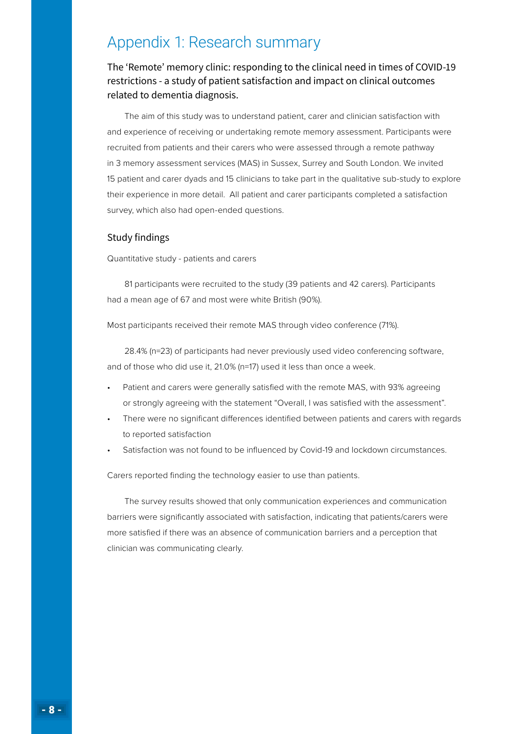# Appendix 1: Research summary

## The 'Remote' memory clinic: responding to the clinical need in times of COVID-19 restrictions - a study of patient satisfaction and impact on clinical outcomes related to dementia diagnosis.

The aim of this study was to understand patient, carer and clinician satisfaction with and experience of receiving or undertaking remote memory assessment. Participants were recruited from patients and their carers who were assessed through a remote pathway in 3 memory assessment services (MAS) in Sussex, Surrey and South London. We invited 15 patient and carer dyads and 15 clinicians to take part in the qualitative sub-study to explore their experience in more detail. All patient and carer participants completed a satisfaction survey, which also had open-ended questions.

### Study findings

Quantitative study - patients and carers

81 participants were recruited to the study (39 patients and 42 carers). Participants had a mean age of 67 and most were white British (90%).

Most participants received their remote MAS through video conference (71%).

28.4% (n=23) of participants had never previously used video conferencing software, and of those who did use it, 21.0% (n=17) used it less than once a week.

- Patient and carers were generally satisfied with the remote MAS, with 93% agreeing or strongly agreeing with the statement "Overall, I was satisfied with the assessment".
- There were no significant differences identified between patients and carers with regards to reported satisfaction
- Satisfaction was not found to be influenced by Covid-19 and lockdown circumstances.

Carers reported finding the technology easier to use than patients.

The survey results showed that only communication experiences and communication barriers were significantly associated with satisfaction, indicating that patients/carers were more satisfied if there was an absence of communication barriers and a perception that clinician was communicating clearly.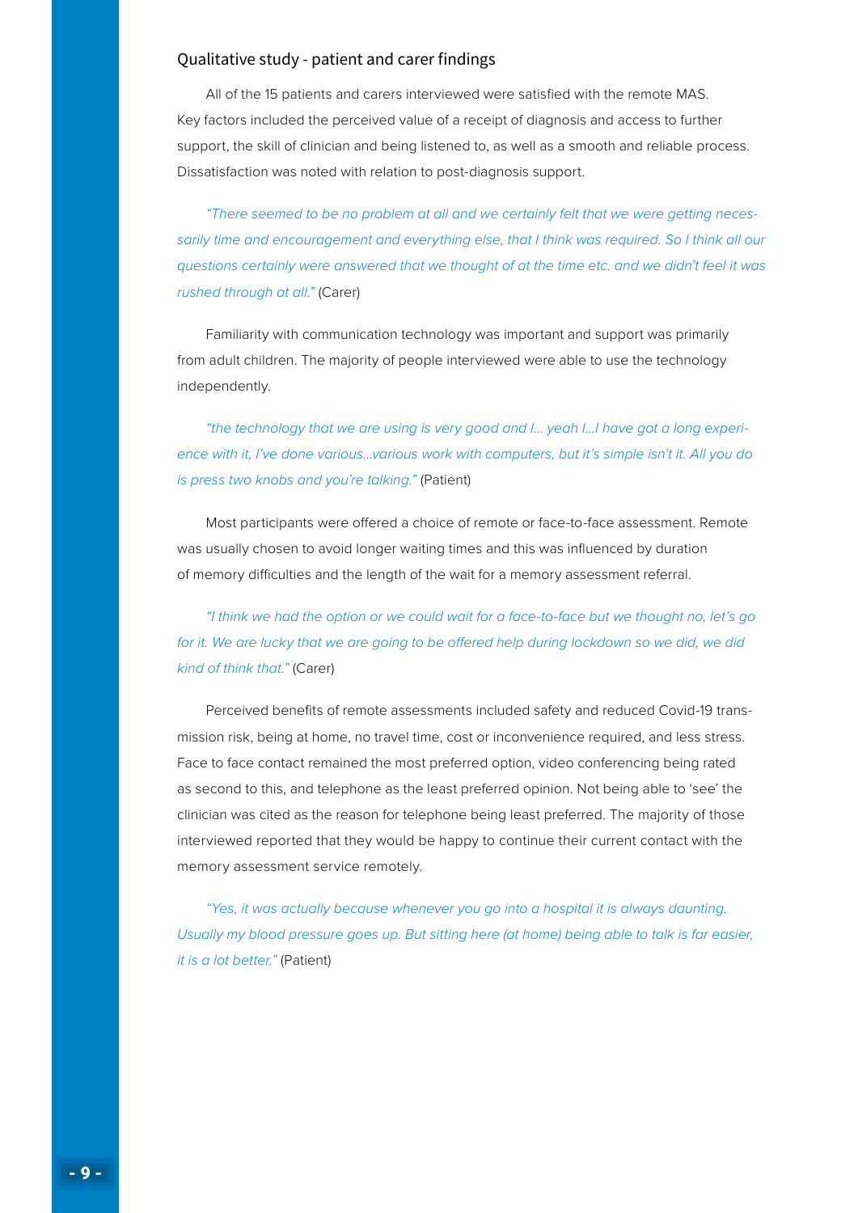## Qualitative study - patient and carer findings

All of the 15 patients and carers interviewed were satisfied with the remote MAS. Key factors included the perceived value of a receipt of diagnosis and access to further support, the skill of clinician and being listened to, as well as a smooth and reliable process. Dissatisfaction was noted with relation to post-diagnosis support.

*"There seemed to be no problem at all and we certainly felt that we were getting necessarily time and encouragement and everything else, that I think was required. So I think all our questions certainly were answered that we thought of at the time etc. and we didn't feel it was rushed through at all."* (Carer)

Familiarity with communication technology was important and support was primarily from adult children. The majority of people interviewed were able to use the technology independently.

*"the technology that we are using is very good and I… yeah I…I have got a long experience with it, I've done various…various work with computers, but it's simple isn't it. All you do is press two knobs and you're talking."* (Patient)

Most participants were offered a choice of remote or face-to-face assessment. Remote was usually chosen to avoid longer waiting times and this was influenced by duration of memory difficulties and the length of the wait for a memory assessment referral.

*"I think we had the option or we could wait for a face-to-face but we thought no, let's go for it. We are lucky that we are going to be offered help during lockdown so we did, we did kind of think that."* (Carer)

Perceived benefits of remote assessments included safety and reduced Covid-19 transmission risk, being at home, no travel time, cost or inconvenience required, and less stress. Face to face contact remained the most preferred option, video conferencing being rated as second to this, and telephone as the least preferred opinion. Not being able to 'see' the clinician was cited as the reason for telephone being least preferred. The majority of those interviewed reported that they would be happy to continue their current contact with the memory assessment service remotely.

*"Yes, it was actually because whenever you go into a hospital it is always daunting. Usually my blood pressure goes up. But sitting here (at home) being able to talk is far easier, it is a lot better."* (Patient)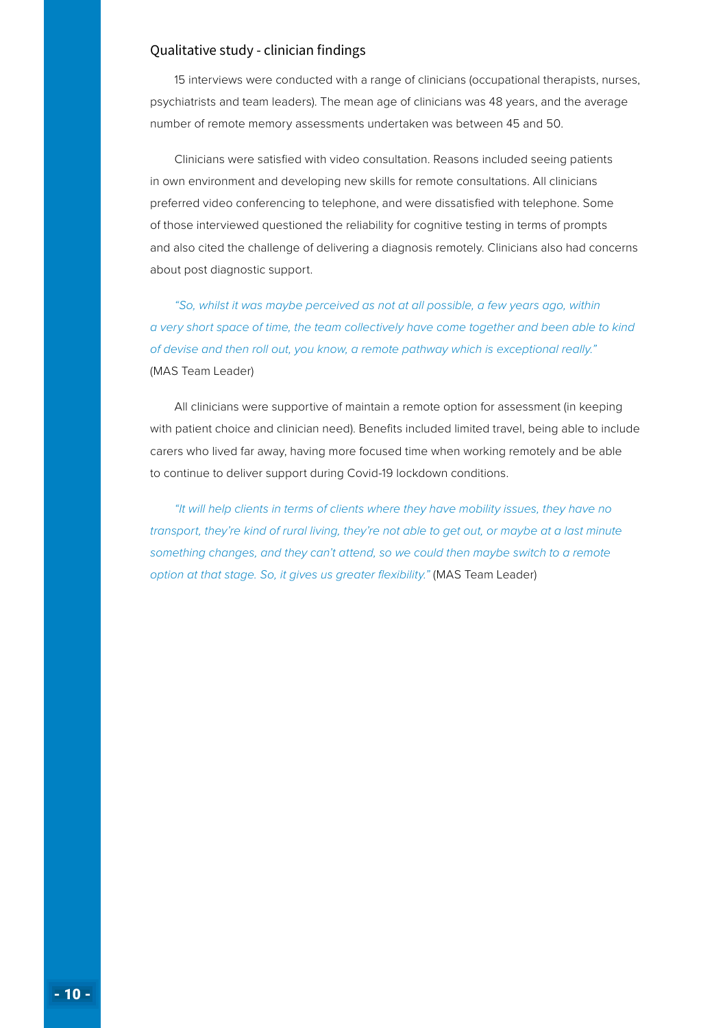## Qualitative study - clinician findings

15 interviews were conducted with a range of clinicians (occupational therapists, nurses, psychiatrists and team leaders). The mean age of clinicians was 48 years, and the average number of remote memory assessments undertaken was between 45 and 50.

Clinicians were satisfied with video consultation. Reasons included seeing patients in own environment and developing new skills for remote consultations. All clinicians preferred video conferencing to telephone, and were dissatisfied with telephone. Some of those interviewed questioned the reliability for cognitive testing in terms of prompts and also cited the challenge of delivering a diagnosis remotely. Clinicians also had concerns about post diagnostic support.

*"So, whilst it was maybe perceived as not at all possible, a few years ago, within a very short space of time, the team collectively have come together and been able to kind of devise and then roll out, you know, a remote pathway which is exceptional really."* (MAS Team Leader)

All clinicians were supportive of maintain a remote option for assessment (in keeping with patient choice and clinician need). Benefits included limited travel, being able to include carers who lived far away, having more focused time when working remotely and be able to continue to deliver support during Covid-19 lockdown conditions.

*"It will help clients in terms of clients where they have mobility issues, they have no transport, they're kind of rural living, they're not able to get out, or maybe at a last minute something changes, and they can't attend, so we could then maybe switch to a remote option at that stage. So, it gives us greater flexibility."* (MAS Team Leader)